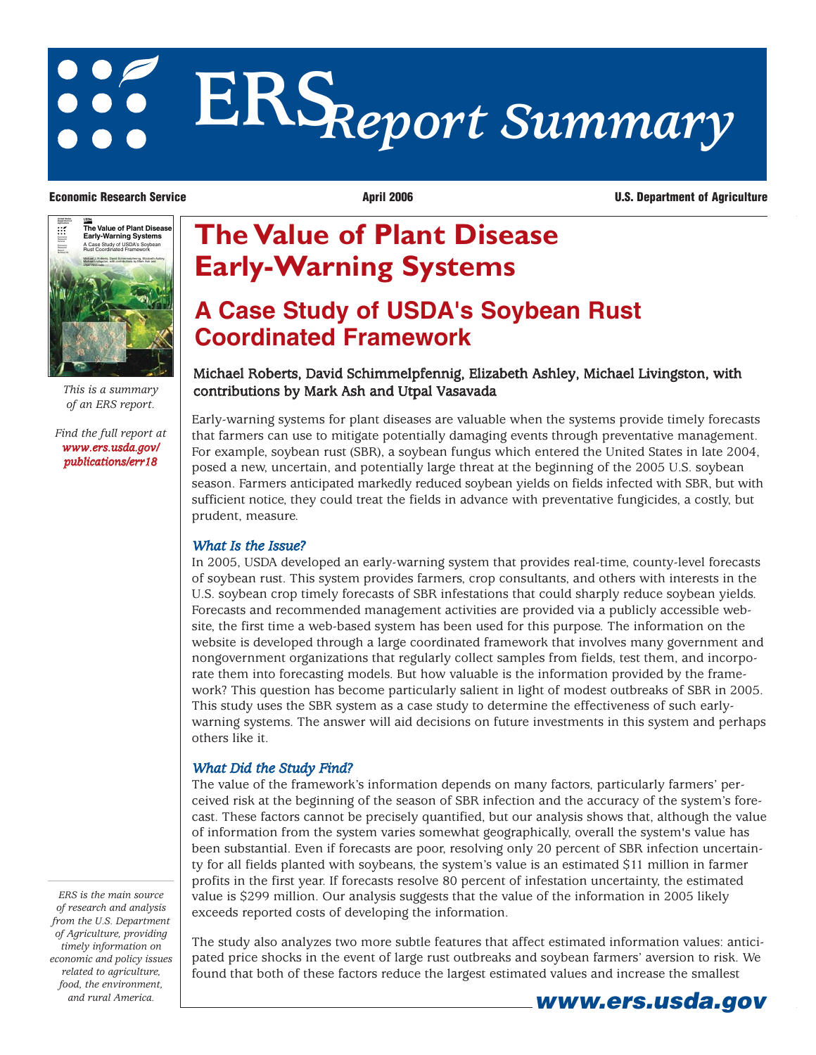# ERS Report Summary

**Economic Research Service** **April 2006** **U.S. Department of Agriculture**

*This is a summary of an ERS report.*

*Find the full report at* ***www.ers.usda.gov/publications/err18***

*ERS is the main source of research and analysis from the U.S. Department of Agriculture, providing timely information on economic and policy issues related to agriculture, food, the environment, and rural America.*

# The Value of Plant Disease Early-Warning Systems

## A Case Study of USDA's Soybean Rust Coordinated Framework

Michael Roberts, David Schimmelpfennig, Elizabeth Ashley, Michael Livingston, with contributions by Mark Ash and Utpal Vasavada

Early-warning systems for plant diseases are valuable when the systems provide timely forecasts that farmers can use to mitigate potentially damaging events through preventative management. For example, soybean rust (SBR), a soybean fungus which entered the United States in late 2004, posed a new, uncertain, and potentially large threat at the beginning of the 2005 U.S. soybean season. Farmers anticipated markedly reduced soybean yields on fields infected with SBR, but with sufficient notice, they could treat the fields in advance with preventative fungicides, a costly, but prudent, measure.

### *What Is the Issue?*

In 2005, USDA developed an early-warning system that provides real-time, county-level forecasts of soybean rust. This system provides farmers, crop consultants, and others with interests in the U.S. soybean crop timely forecasts of SBR infestations that could sharply reduce soybean yields. Forecasts and recommended management activities are provided via a publicly accessible website, the first time a web-based system has been used for this purpose. The information on the website is developed through a large coordinated framework that involves many government and nongovernment organizations that regularly collect samples from fields, test them, and incorporate them into forecasting models. But how valuable is the information provided by the framework? This question has become particularly salient in light of modest outbreaks of SBR in 2005. This study uses the SBR system as a case study to determine the effectiveness of such early-warning systems. The answer will aid decisions on future investments in this system and perhaps others like it.

### *What Did the Study Find?*

The value of the framework's information depends on many factors, particularly farmers' perceived risk at the beginning of the season of SBR infection and the accuracy of the system's forecast. These factors cannot be precisely quantified, but our analysis shows that, although the value of information from the system varies somewhat geographically, overall the system's value has been substantial. Even if forecasts are poor, resolving only 20 percent of SBR infection uncertainty for all fields planted with soybeans, the system's value is an estimated $11 million in farmer profits in the first year. If forecasts resolve 80 percent of infestation uncertainty, the estimated value is $299 million. Our analysis suggests that the value of the information in 2005 likely exceeds reported costs of developing the information.

The study also analyzes two more subtle features that affect estimated information values: anticipated price shocks in the event of large rust outbreaks and soybean farmers' aversion to risk. We found that both of these factors reduce the largest estimated values and increase the smallest

**www.ers.usda.gov**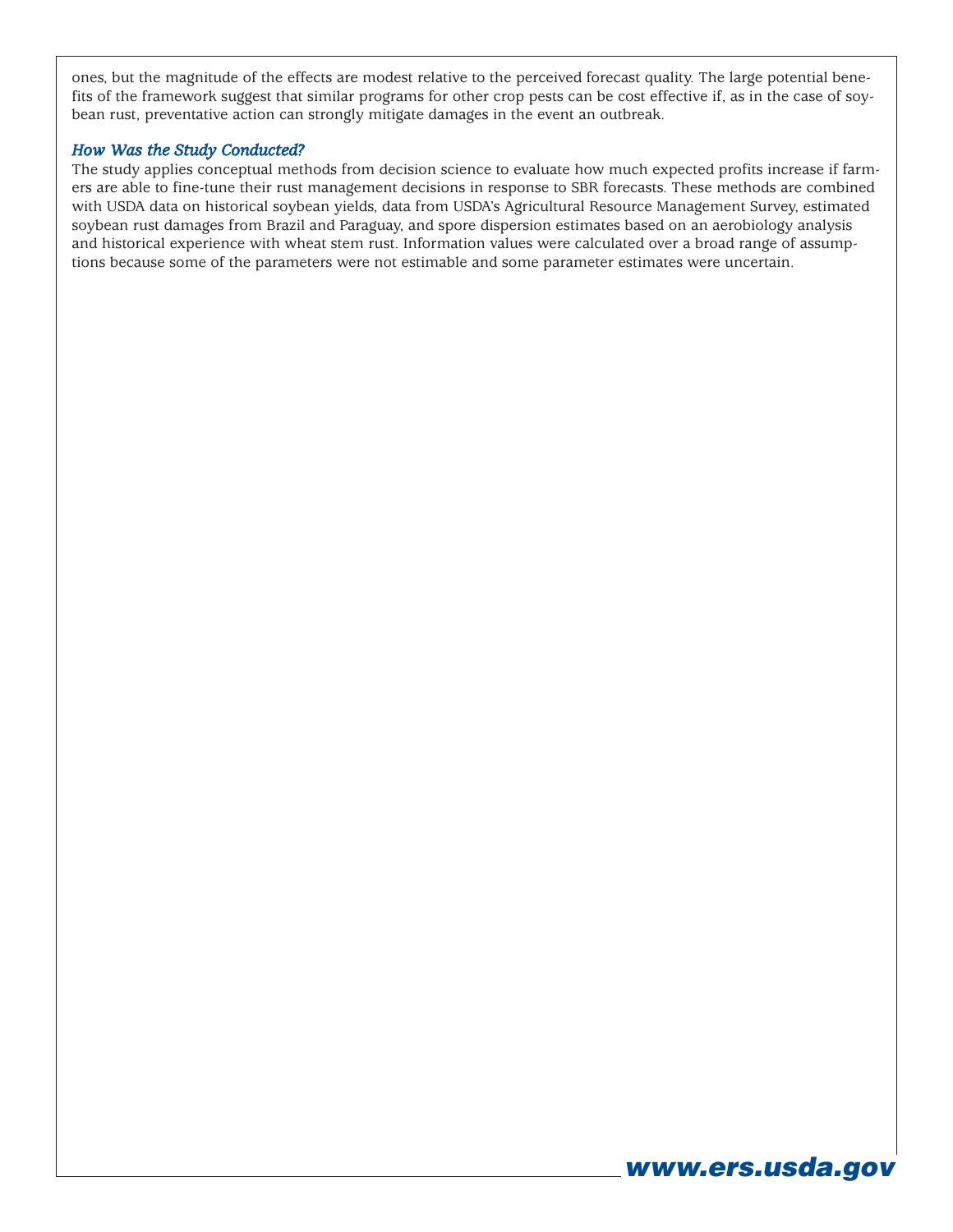ones, but the magnitude of the effects are modest relative to the perceived forecast quality. The large potential benefits of the framework suggest that similar programs for other crop pests can be cost effective if, as in the case of soybean rust, preventative action can strongly mitigate damages in the event an outbreak.

### *How Was the Study Conducted?*

The study applies conceptual methods from decision science to evaluate how much expected profits increase if farmers are able to fine-tune their rust management decisions in response to SBR forecasts. These methods are combined with USDA data on historical soybean yields, data from USDA's Agricultural Resource Management Survey, estimated soybean rust damages from Brazil and Paraguay, and spore dispersion estimates based on an aerobiology analysis and historical experience with wheat stem rust. Information values were calculated over a broad range of assumptions because some of the parameters were not estimable and some parameter estimates were uncertain.

**www.ers.usda.gov**